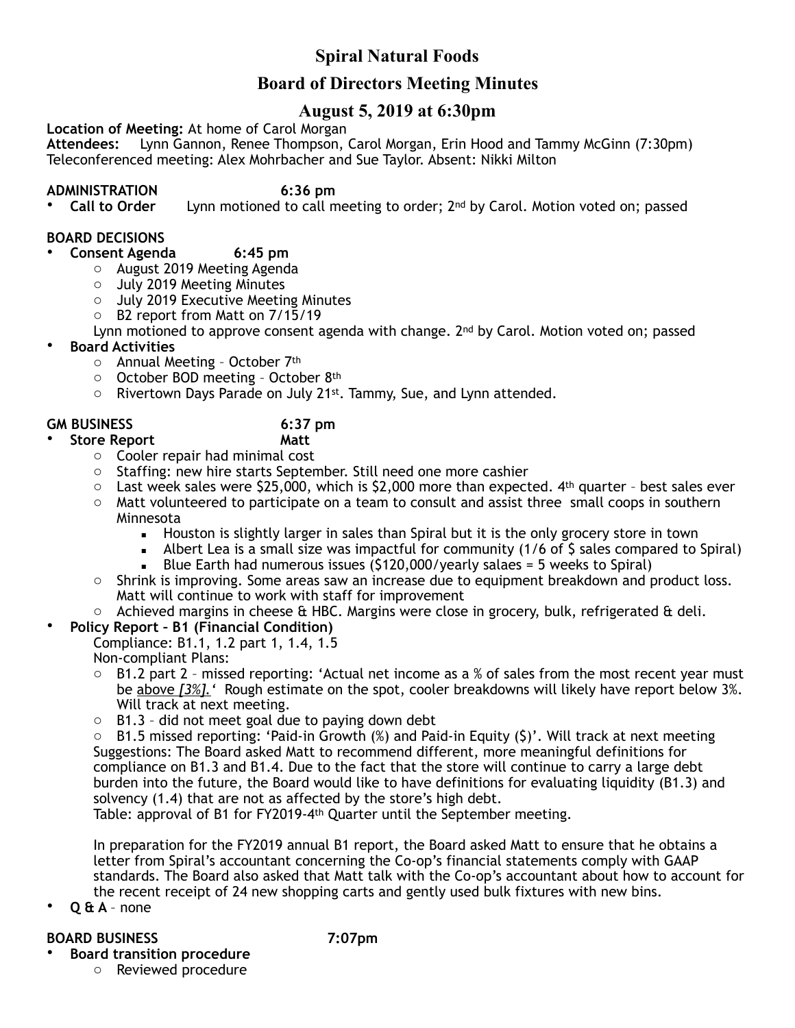# Spiral Natural Foods

## Board of Directors Meeting Minutes

## August 5, 2019 at 6:30pm

**Location of Meeting:** At home of Carol Morgan
**Attendees:** Lynn Gannon, Renee Thompson, Carol Morgan, Erin Hood and Tammy McGinn (7:30pm)
Teleconferenced meeting: Alex Mohrbacher and Sue Taylor. Absent: Nikki Milton

**ADMINISTRATION 6:36 pm**

- **Call to Order** Lynn motioned to call meeting to order; 2nd by Carol. Motion voted on; passed

**BOARD DECISIONS**

- **Consent Agenda 6:45 pm**
  - August 2019 Meeting Agenda
  - July 2019 Meeting Minutes
  - July 2019 Executive Meeting Minutes
  - B2 report from Matt on 7/15/19

  Lynn motioned to approve consent agenda with change. 2nd by Carol. Motion voted on; passed
- **Board Activities**
  - Annual Meeting – October 7th
  - October BOD meeting – October 8th
  - Rivertown Days Parade on July 21st. Tammy, Sue, and Lynn attended.

**GM BUSINESS 6:37 pm**

- **Store Report Matt**
  - Cooler repair had minimal cost
  - Staffing: new hire starts September. Still need one more cashier
  - Last week sales were $25,000, which is $2,000 more than expected. 4th quarter – best sales ever
  - Matt volunteered to participate on a team to consult and assist three small coops in southern Minnesota
    - Houston is slightly larger in sales than Spiral but it is the only grocery store in town
    - Albert Lea is a small size was impactful for community (1/6 of $ sales compared to Spiral)
    - Blue Earth had numerous issues ($120,000/yearly salaes = 5 weeks to Spiral)
  - Shrink is improving. Some areas saw an increase due to equipment breakdown and product loss. Matt will continue to work with staff for improvement
  - Achieved margins in cheese & HBC. Margins were close in grocery, bulk, refrigerated & deli.
- **Policy Report – B1 (Financial Condition)**

  Compliance: B1.1, 1.2 part 1, 1.4, 1.5

  Non-compliant Plans:
  - B1.2 part 2 – missed reporting: 'Actual net income as a % of sales from the most recent year must be <u>above *[3%].*</u>' Rough estimate on the spot, cooler breakdowns will likely have report below 3%. Will track at next meeting.
  - B1.3 – did not meet goal due to paying down debt
  - B1.5 missed reporting: 'Paid-in Growth (%) and Paid-in Equity ($)'. Will track at next meeting

  Suggestions: The Board asked Matt to recommend different, more meaningful definitions for compliance on B1.3 and B1.4. Due to the fact that the store will continue to carry a large debt burden into the future, the Board would like to have definitions for evaluating liquidity (B1.3) and solvency (1.4) that are not as affected by the store's high debt.

  Table: approval of B1 for FY2019-4th Quarter until the September meeting.

  In preparation for the FY2019 annual B1 report, the Board asked Matt to ensure that he obtains a letter from Spiral's accountant concerning the Co-op's financial statements comply with GAAP standards. The Board also asked that Matt talk with the Co-op's accountant about how to account for the recent receipt of 24 new shopping carts and gently used bulk fixtures with new bins.
- **Q & A** – none

**BOARD BUSINESS 7:07pm**

- **Board transition procedure**
  - Reviewed procedure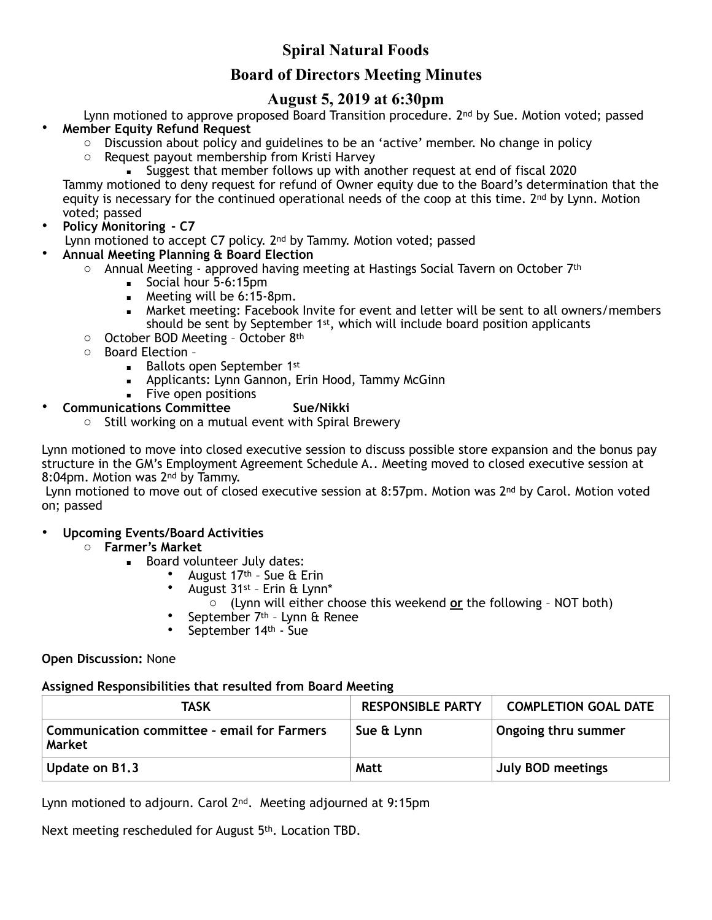# Spiral Natural Foods

## Board of Directors Meeting Minutes

## August 5, 2019 at 6:30pm

Lynn motioned to approve proposed Board Transition procedure. 2nd by Sue. Motion voted; passed

- **Member Equity Refund Request**
  - Discussion about policy and guidelines to be an 'active' member. No change in policy
  - Request payout membership from Kristi Harvey
    - Suggest that member follows up with another request at end of fiscal 2020

Tammy motioned to deny request for refund of Owner equity due to the Board's determination that the equity is necessary for the continued operational needs of the coop at this time. 2nd by Lynn. Motion voted; passed

- **Policy Monitoring - C7**

Lynn motioned to accept C7 policy. 2nd by Tammy. Motion voted; passed

- **Annual Meeting Planning & Board Election**
  - Annual Meeting - approved having meeting at Hastings Social Tavern on October 7th
    - Social hour 5-6:15pm
    - Meeting will be 6:15-8pm.
    - Market meeting: Facebook Invite for event and letter will be sent to all owners/members should be sent by September 1st, which will include board position applicants
  - October BOD Meeting – October 8th
  - Board Election –
    - Ballots open September 1st
    - Applicants: Lynn Gannon, Erin Hood, Tammy McGinn
    - Five open positions
- **Communications Committee Sue/Nikki**
  - Still working on a mutual event with Spiral Brewery

Lynn motioned to move into closed executive session to discuss possible store expansion and the bonus pay structure in the GM's Employment Agreement Schedule A.. Meeting moved to closed executive session at 8:04pm. Motion was 2nd by Tammy.

Lynn motioned to move out of closed executive session at 8:57pm. Motion was 2nd by Carol. Motion voted on; passed

- **Upcoming Events/Board Activities**
  - **Farmer's Market**
    - Board volunteer July dates:
      - August 17th – Sue & Erin
      - August 31st – Erin & Lynn*
        - (Lynn will either choose this weekend **or** the following – NOT both)
      - September 7th – Lynn & Renee
      - September 14th - Sue

**Open Discussion:** None

**Assigned Responsibilities that resulted from Board Meeting**

| TASK | RESPONSIBLE PARTY | COMPLETION GOAL DATE |
|---|---|---|
| Communication committee – email for Farmers Market | Sue & Lynn | Ongoing thru summer |
| Update on B1.3 | Matt | July BOD meetings |

Lynn motioned to adjourn. Carol 2nd. Meeting adjourned at 9:15pm

Next meeting rescheduled for August 5th. Location TBD.